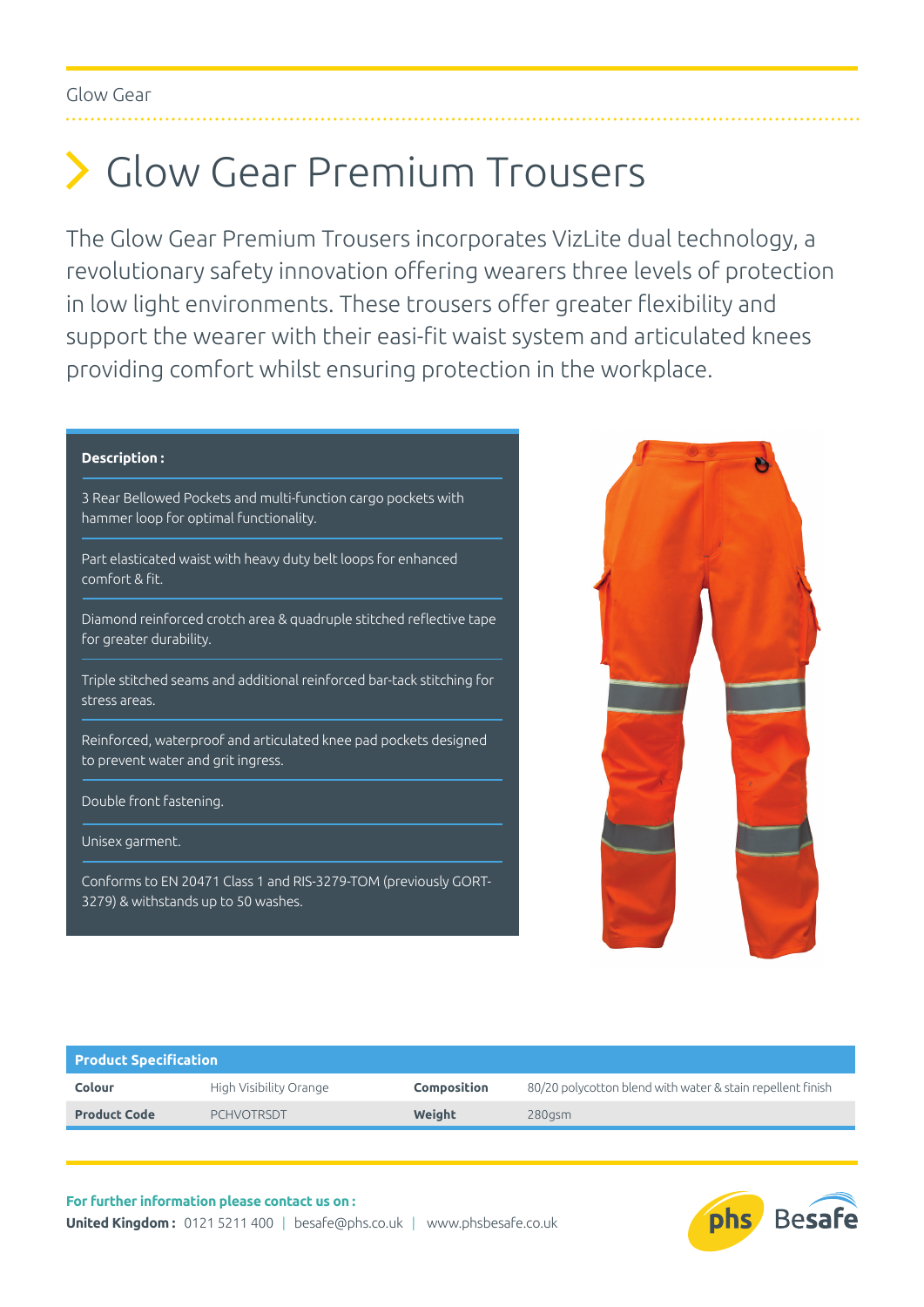Glow Gear

# Glow Gear Premium Trousers

The Glow Gear Premium Trousers incorporates VizLite dual technology, a revolutionary safety innovation offering wearers three levels of protection in low light environments. These trousers offer greater flexibility and support the wearer with their easi-fit waist system and articulated knees providing comfort whilst ensuring protection in the workplace.

**Description :**

- 3 Rear Bellowed Pockets and multi-function cargo pockets with hammer loop for optimal functionality.
- Part elasticated waist with heavy duty belt loops for enhanced comfort & fit.
- Diamond reinforced crotch area & quadruple stitched reflective tape for greater durability.
- Triple stitched seams and additional reinforced bar-tack stitching for stress areas.
- Reinforced, waterproof and articulated knee pad pockets designed to prevent water and grit ingress.
- Double front fastening.
- Unisex garment.
- Conforms to EN 20471 Class 1 and RIS-3279-TOM (previously GORT-3279) & withstands up to 50 washes.

**Product Specification**

| | | | |
|---|---|---|---|
| **Colour** | High Visibility Orange | **Composition** | 80/20 polycotton blend with water & stain repellent finish |
| **Product Code** | PCHVOTRSDT | **Weight** | 280gsm |

**For further information please contact us on :**

**United Kingdom :** 0121 5211 400 | besafe@phs.co.uk | www.phsbesafe.co.uk

phs Besafe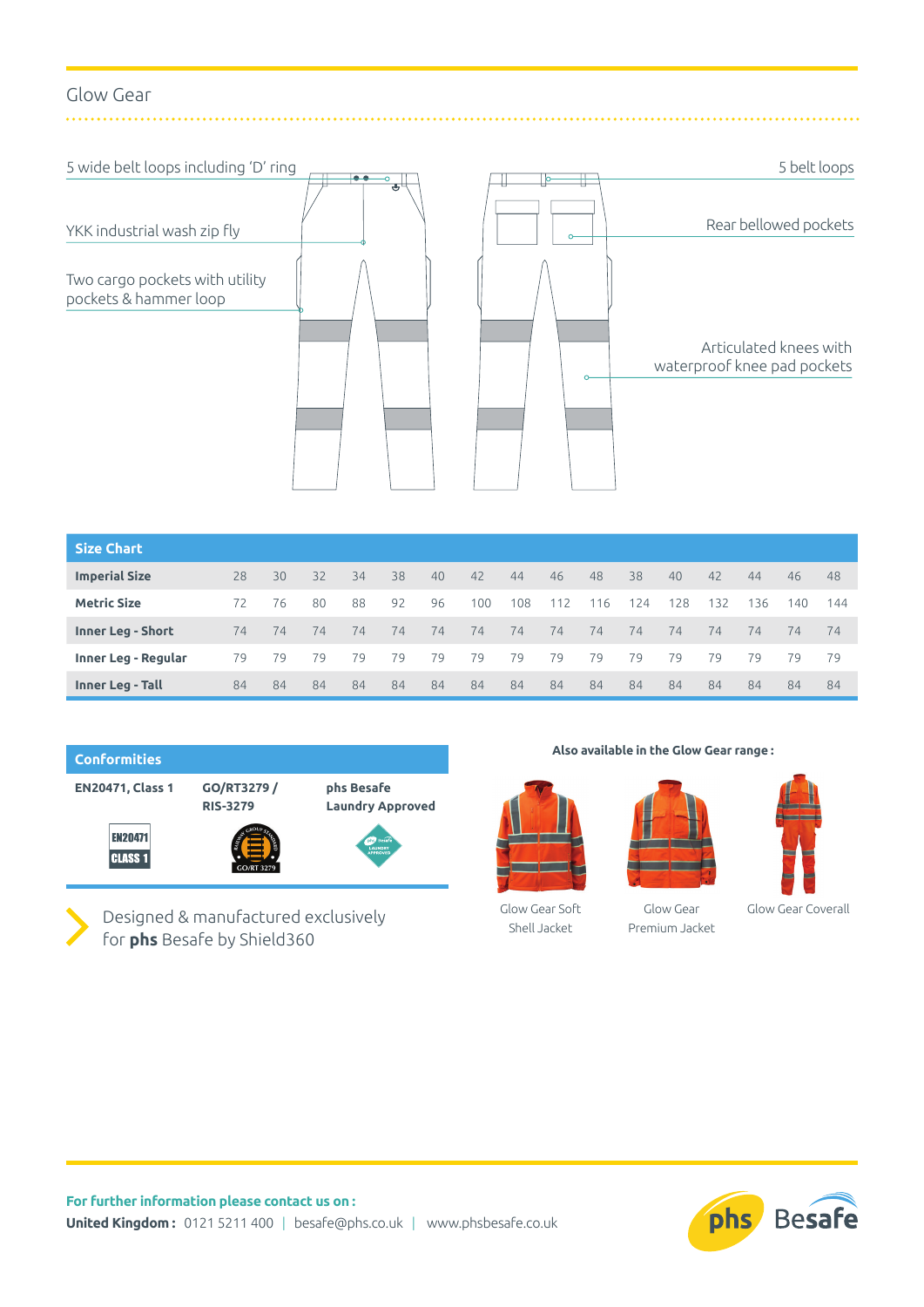Glow Gear

5 wide belt loops including 'D' ring

YKK industrial wash zip fly

Two cargo pockets with utility pockets & hammer loop

5 belt loops

Rear bellowed pockets

Articulated knees with waterproof knee pad pockets

| Size Chart | | | | | | | | | | | | | | | | |
|---|---|---|---|---|---|---|---|---|---|---|---|---|---|---|---|---|
| **Imperial Size** | 28 | 30 | 32 | 34 | 38 | 40 | 42 | 44 | 46 | 48 | 38 | 40 | 42 | 44 | 46 | 48 |
| **Metric Size** | 72 | 76 | 80 | 88 | 92 | 96 | 100 | 108 | 112 | 116 | 124 | 128 | 132 | 136 | 140 | 144 |
| **Inner Leg - Short** | 74 | 74 | 74 | 74 | 74 | 74 | 74 | 74 | 74 | 74 | 74 | 74 | 74 | 74 | 74 | 74 |
| **Inner Leg - Regular** | 79 | 79 | 79 | 79 | 79 | 79 | 79 | 79 | 79 | 79 | 79 | 79 | 79 | 79 | 79 | 79 |
| **Inner Leg - Tall** | 84 | 84 | 84 | 84 | 84 | 84 | 84 | 84 | 84 | 84 | 84 | 84 | 84 | 84 | 84 | 84 |

## Conformities

| **EN20471, Class 1** | **GO/RT3279 / RIS-3279** | **phs Besafe Laundry Approved** |
|---|---|---|

Designed & manufactured exclusively for **phs** Besafe by Shield360

**Also available in the Glow Gear range :**

Glow Gear Soft Shell Jacket

Glow Gear Premium Jacket

Glow Gear Coverall

**For further information please contact us on :**

**United Kingdom :** 0121 5211 400 | besafe@phs.co.uk | www.phsbesafe.co.uk